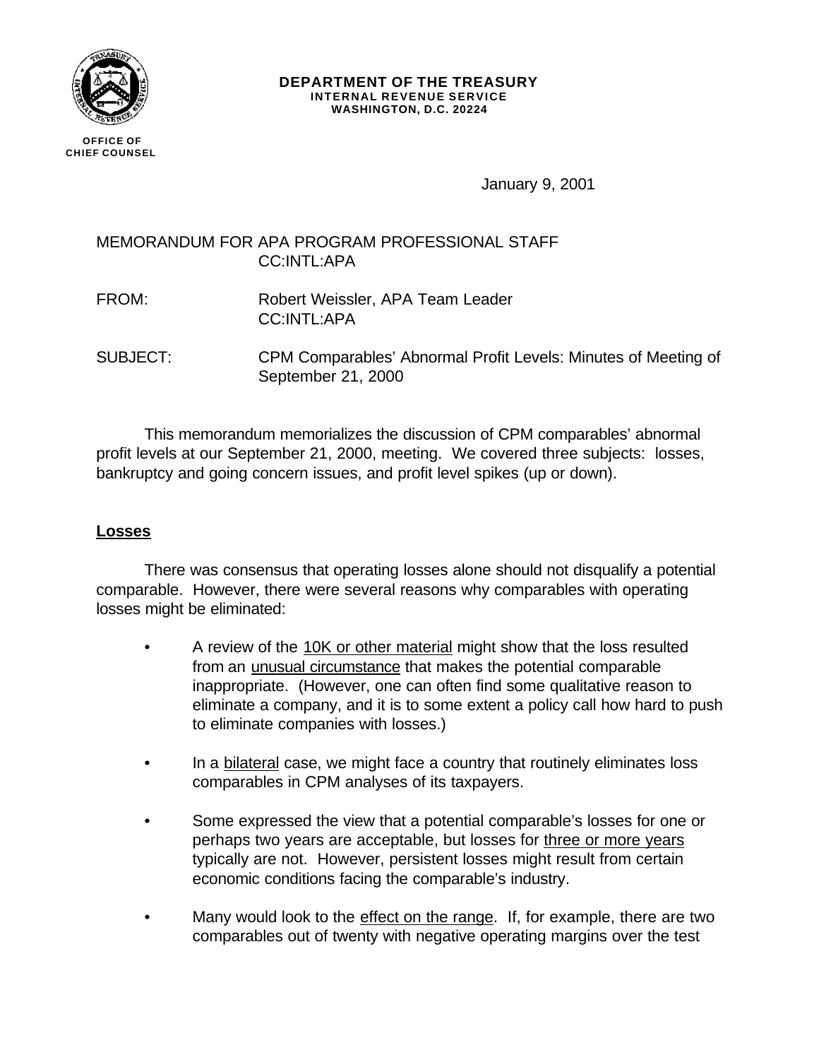OFFICE OF
CHIEF COUNSEL

**DEPARTMENT OF THE TREASURY**
**INTERNAL REVENUE SERVICE**
**WASHINGTON, D.C. 20224**

January 9, 2001

MEMORANDUM FOR APA PROGRAM PROFESSIONAL STAFF
CC:INTL:APA

FROM: Robert Weissler, APA Team Leader
CC:INTL:APA

SUBJECT: CPM Comparables' Abnormal Profit Levels: Minutes of Meeting of September 21, 2000

This memorandum memorializes the discussion of CPM comparables' abnormal profit levels at our September 21, 2000, meeting. We covered three subjects: losses, bankruptcy and going concern issues, and profit level spikes (up or down).

**Losses**

There was consensus that operating losses alone should not disqualify a potential comparable. However, there were several reasons why comparables with operating losses might be eliminated:

- A review of the 10K or other material might show that the loss resulted from an unusual circumstance that makes the potential comparable inappropriate. (However, one can often find some qualitative reason to eliminate a company, and it is to some extent a policy call how hard to push to eliminate companies with losses.)

- In a bilateral case, we might face a country that routinely eliminates loss comparables in CPM analyses of its taxpayers.

- Some expressed the view that a potential comparable's losses for one or perhaps two years are acceptable, but losses for three or more years typically are not. However, persistent losses might result from certain economic conditions facing the comparable's industry.

- Many would look to the effect on the range. If, for example, there are two comparables out of twenty with negative operating margins over the test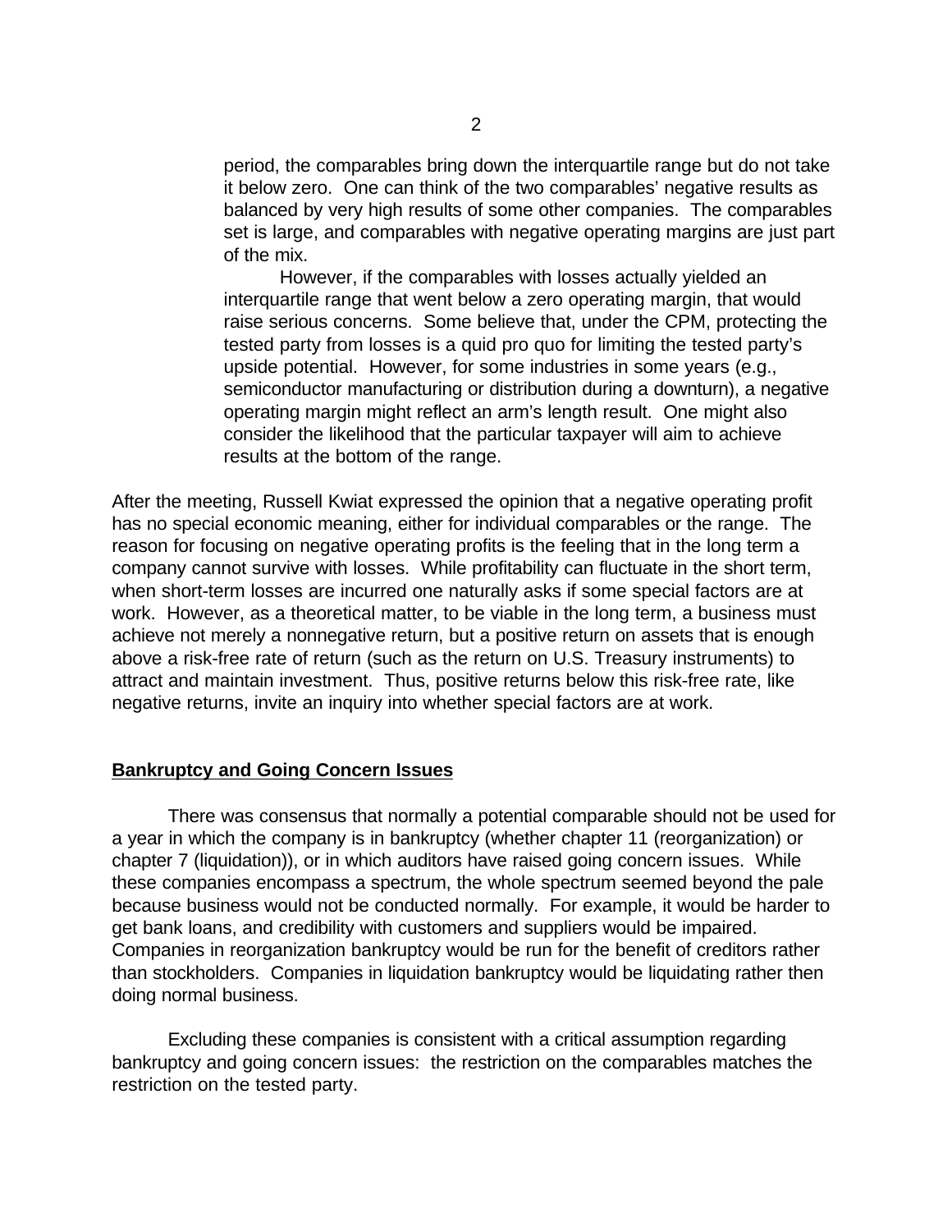> period, the comparables bring down the interquartile range but do not take it below zero. One can think of the two comparables' negative results as balanced by very high results of some other companies. The comparables set is large, and comparables with negative operating margins are just part of the mix.
>
> However, if the comparables with losses actually yielded an interquartile range that went below a zero operating margin, that would raise serious concerns. Some believe that, under the CPM, protecting the tested party from losses is a quid pro quo for limiting the tested party's upside potential. However, for some industries in some years (e.g., semiconductor manufacturing or distribution during a downturn), a negative operating margin might reflect an arm's length result. One might also consider the likelihood that the particular taxpayer will aim to achieve results at the bottom of the range.

After the meeting, Russell Kwiat expressed the opinion that a negative operating profit has no special economic meaning, either for individual comparables or the range. The reason for focusing on negative operating profits is the feeling that in the long term a company cannot survive with losses. While profitability can fluctuate in the short term, when short-term losses are incurred one naturally asks if some special factors are at work. However, as a theoretical matter, to be viable in the long term, a business must achieve not merely a nonnegative return, but a positive return on assets that is enough above a risk-free rate of return (such as the return on U.S. Treasury instruments) to attract and maintain investment. Thus, positive returns below this risk-free rate, like negative returns, invite an inquiry into whether special factors are at work.

**Bankruptcy and Going Concern Issues**

There was consensus that normally a potential comparable should not be used for a year in which the company is in bankruptcy (whether chapter 11 (reorganization) or chapter 7 (liquidation)), or in which auditors have raised going concern issues. While these companies encompass a spectrum, the whole spectrum seemed beyond the pale because business would not be conducted normally. For example, it would be harder to get bank loans, and credibility with customers and suppliers would be impaired. Companies in reorganization bankruptcy would be run for the benefit of creditors rather than stockholders. Companies in liquidation bankruptcy would be liquidating rather then doing normal business.

Excluding these companies is consistent with a critical assumption regarding bankruptcy and going concern issues: the restriction on the comparables matches the restriction on the tested party.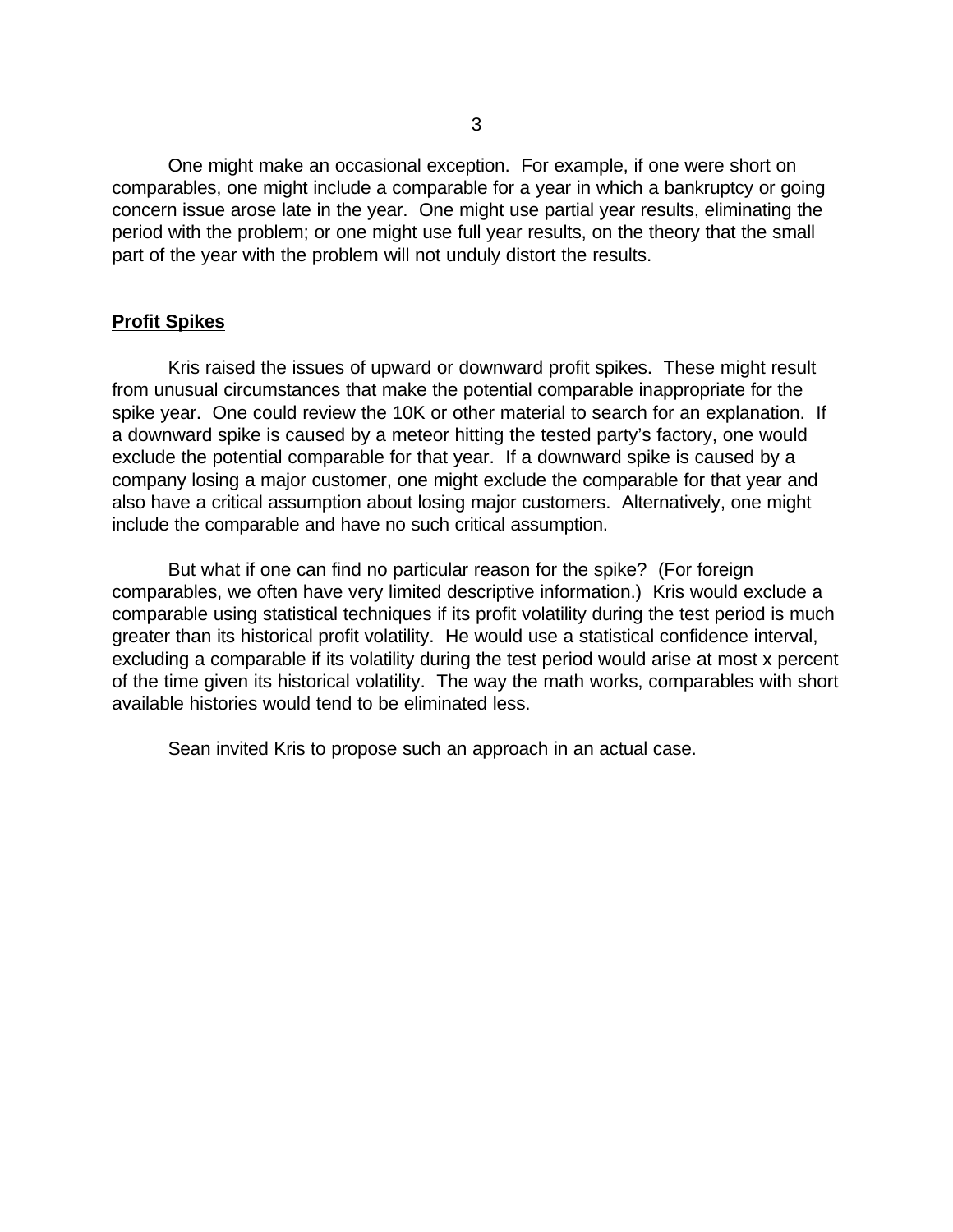One might make an occasional exception. For example, if one were short on comparables, one might include a comparable for a year in which a bankruptcy or going concern issue arose late in the year. One might use partial year results, eliminating the period with the problem; or one might use full year results, on the theory that the small part of the year with the problem will not unduly distort the results.

## Profit Spikes

Kris raised the issues of upward or downward profit spikes. These might result from unusual circumstances that make the potential comparable inappropriate for the spike year. One could review the 10K or other material to search for an explanation. If a downward spike is caused by a meteor hitting the tested party's factory, one would exclude the potential comparable for that year. If a downward spike is caused by a company losing a major customer, one might exclude the comparable for that year and also have a critical assumption about losing major customers. Alternatively, one might include the comparable and have no such critical assumption.

But what if one can find no particular reason for the spike? (For foreign comparables, we often have very limited descriptive information.) Kris would exclude a comparable using statistical techniques if its profit volatility during the test period is much greater than its historical profit volatility. He would use a statistical confidence interval, excluding a comparable if its volatility during the test period would arise at most x percent of the time given its historical volatility. The way the math works, comparables with short available histories would tend to be eliminated less.

Sean invited Kris to propose such an approach in an actual case.